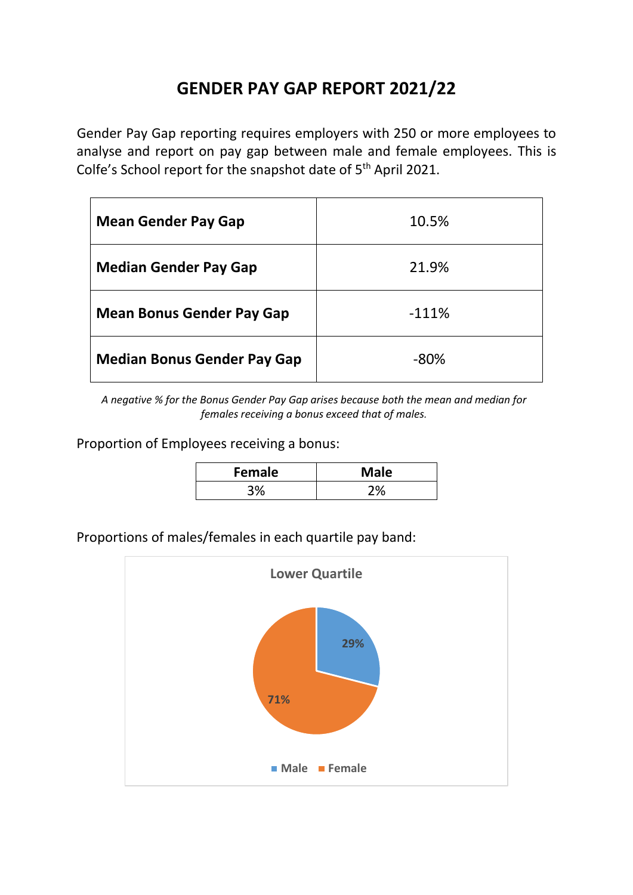# GENDER PAY GAP REPORT 2021/22

Gender Pay Gap reporting requires employers with 250 or more employees to analyse and report on pay gap between male and female employees. This is Colfe's School report for the snapshot date of 5th April 2021.

| | |
|---|---|
| **Mean Gender Pay Gap** | 10.5% |
| **Median Gender Pay Gap** | 21.9% |
| **Mean Bonus Gender Pay Gap** | -111% |
| **Median Bonus Gender Pay Gap** | -80% |

*A negative % for the Bonus Gender Pay Gap arises because both the mean and median for females receiving a bonus exceed that of males.*

Proportion of Employees receiving a bonus:

| Female | Male |
|---|---|
| 3% | 2% |

Proportions of males/females in each quartile pay band:

**Lower Quartile**

| Male | Female |
|---|---|
| 29% | 71% |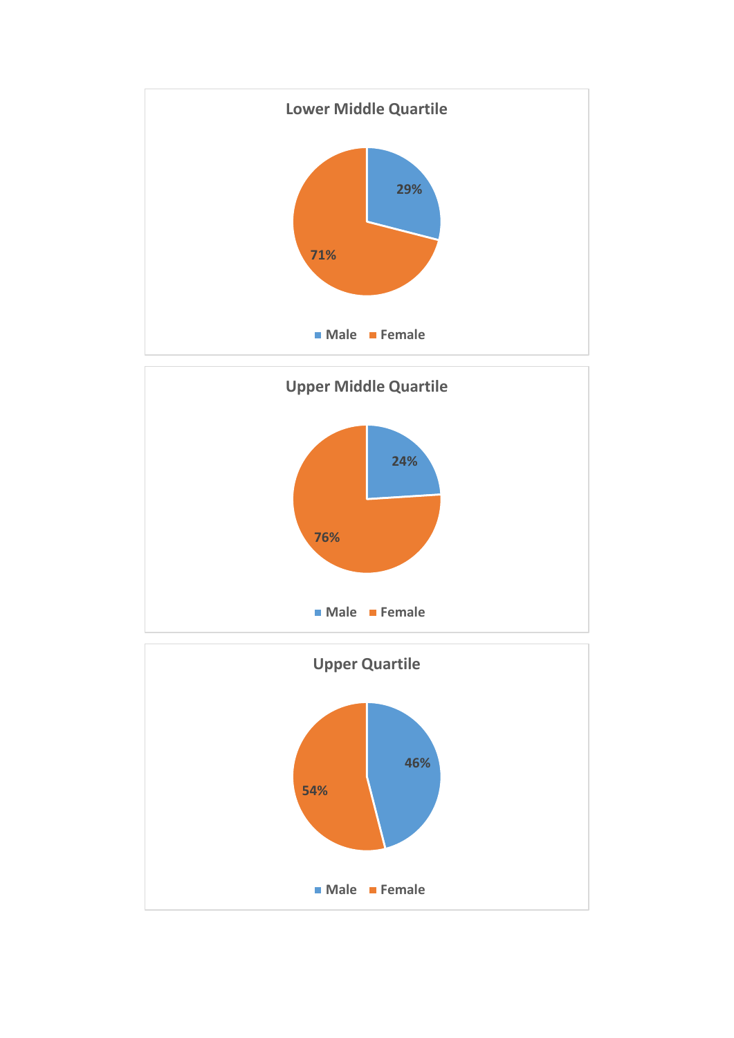**Lower Middle Quartile**

| | Percentage |
|---|---|
| Male | 29% |
| Female | 71% |

**Upper Middle Quartile**

| | Percentage |
|---|---|
| Male | 24% |
| Female | 76% |

**Upper Quartile**

| | Percentage |
|---|---|
| Male | 46% |
| Female | 54% |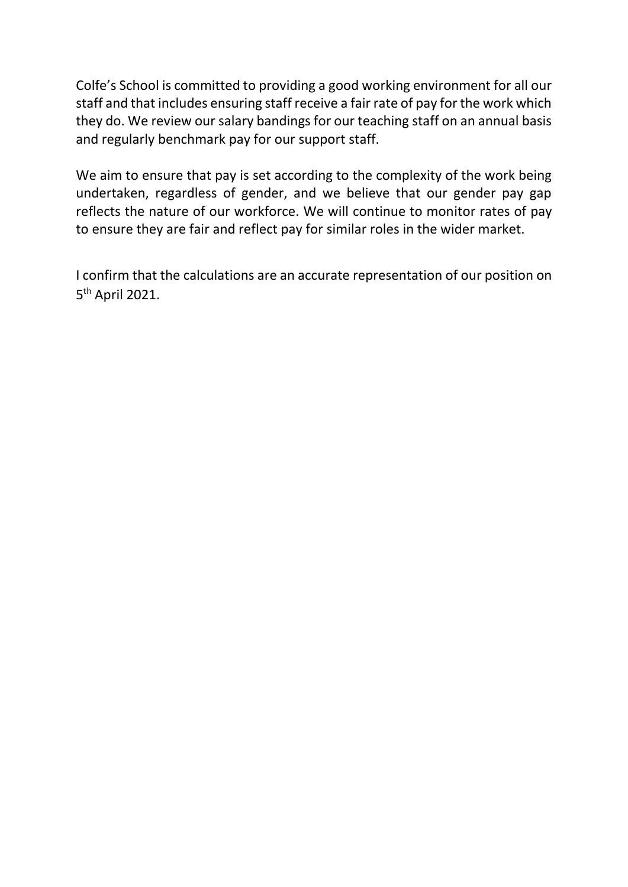Colfe's School is committed to providing a good working environment for all our staff and that includes ensuring staff receive a fair rate of pay for the work which they do. We review our salary bandings for our teaching staff on an annual basis and regularly benchmark pay for our support staff.

We aim to ensure that pay is set according to the complexity of the work being undertaken, regardless of gender, and we believe that our gender pay gap reflects the nature of our workforce. We will continue to monitor rates of pay to ensure they are fair and reflect pay for similar roles in the wider market.

I confirm that the calculations are an accurate representation of our position on 5th April 2021.